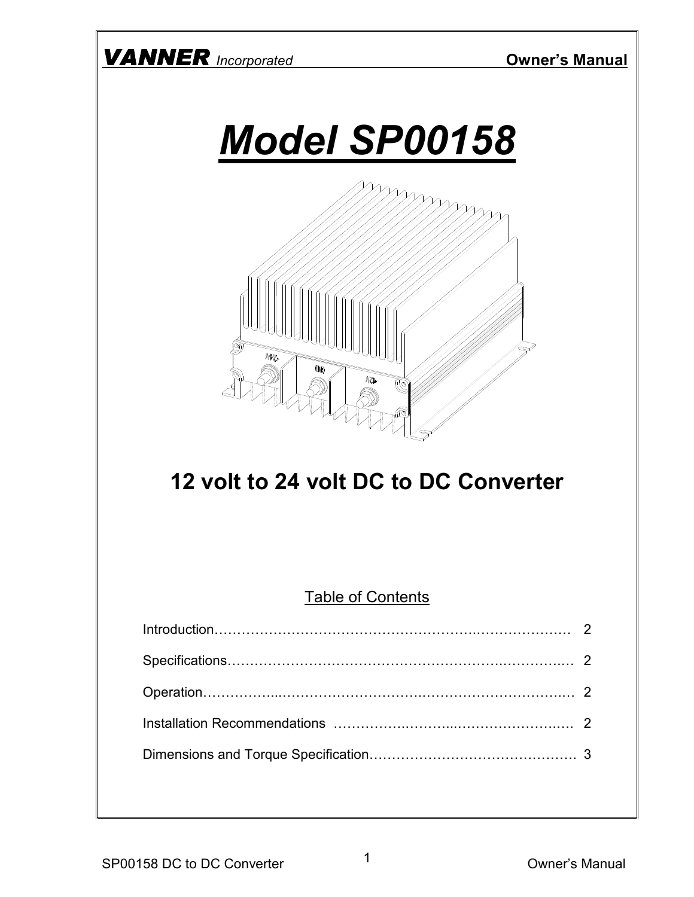**VANNER** *Incorporated* **Owner's Manual**

# *Model SP00158*

## 12 volt to 24 volt DC to DC Converter

Table of Contents

| | |
|---|---|
| Introduction | 2 |
| Specifications | 2 |
| Operation | 2 |
| Installation Recommendations | 2 |
| Dimensions and Torque Specification | 3 |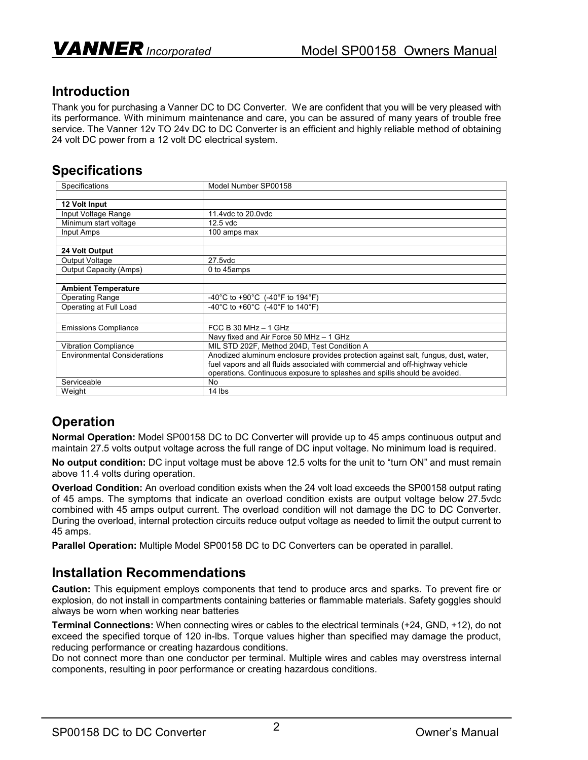## Introduction

Thank you for purchasing a Vanner DC to DC Converter. We are confident that you will be very pleased with its performance. With minimum maintenance and care, you can be assured of many years of trouble free service. The Vanner 12v TO 24v DC to DC Converter is an efficient and highly reliable method of obtaining 24 volt DC power from a 12 volt DC electrical system.

## Specifications

| Specifications | Model Number SP00158 |
|---|---|
| | |
| **12 Volt Input** | |
| Input Voltage Range | 11.4vdc to 20.0vdc |
| Minimum start voltage | 12.5 vdc |
| Input Amps | 100 amps max |
| | |
| **24 Volt Output** | |
| Output Voltage | 27.5vdc |
| Output Capacity (Amps) | 0 to 45amps |
| | |
| **Ambient Temperature** | |
| Operating Range | -40°C to +90°C (-40°F to 194°F) |
| Operating at Full Load | -40°C to +60°C (-40°F to 140°F) |
| | |
| Emissions Compliance | FCC B 30 MHz – 1 GHz |
| | Navy fixed and Air Force 50 MHz – 1 GHz |
| Vibration Compliance | MIL STD 202F, Method 204D, Test Condition A |
| Environmental Considerations | Anodized aluminum enclosure provides protection against salt, fungus, dust, water, fuel vapors and all fluids associated with commercial and off-highway vehicle operations. Continuous exposure to splashes and spills should be avoided. |
| Serviceable | No |
| Weight | 14 lbs |

## Operation

**Normal Operation:** Model SP00158 DC to DC Converter will provide up to 45 amps continuous output and maintain 27.5 volts output voltage across the full range of DC input voltage. No minimum load is required.

**No output condition:** DC input voltage must be above 12.5 volts for the unit to "turn ON" and must remain above 11.4 volts during operation.

**Overload Condition:** An overload condition exists when the 24 volt load exceeds the SP00158 output rating of 45 amps. The symptoms that indicate an overload condition exists are output voltage below 27.5vdc combined with 45 amps output current. The overload condition will not damage the DC to DC Converter. During the overload, internal protection circuits reduce output voltage as needed to limit the output current to 45 amps.

**Parallel Operation:** Multiple Model SP00158 DC to DC Converters can be operated in parallel.

## Installation Recommendations

**Caution:** This equipment employs components that tend to produce arcs and sparks. To prevent fire or explosion, do not install in compartments containing batteries or flammable materials. Safety goggles should always be worn when working near batteries

**Terminal Connections:** When connecting wires or cables to the electrical terminals (+24, GND, +12), do not exceed the specified torque of 120 in-lbs. Torque values higher than specified may damage the product, reducing performance or creating hazardous conditions.
Do not connect more than one conductor per terminal. Multiple wires and cables may overstress internal components, resulting in poor performance or creating hazardous conditions.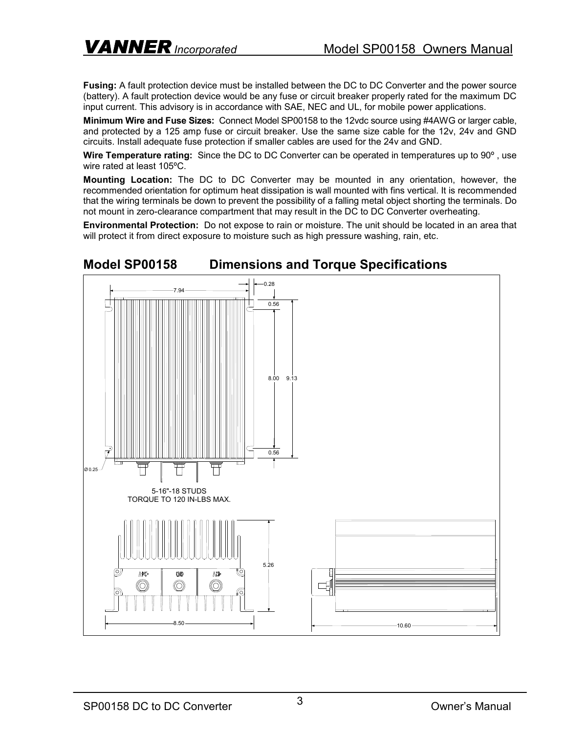**Fusing:** A fault protection device must be installed between the DC to DC Converter and the power source (battery). A fault protection device would be any fuse or circuit breaker properly rated for the maximum DC input current. This advisory is in accordance with SAE, NEC and UL, for mobile power applications.

**Minimum Wire and Fuse Sizes:** Connect Model SP00158 to the 12vdc source using #4AWG or larger cable, and protected by a 125 amp fuse or circuit breaker. Use the same size cable for the 12v, 24v and GND circuits. Install adequate fuse protection if smaller cables are used for the 24v and GND.

**Wire Temperature rating:** Since the DC to DC Converter can be operated in temperatures up to 90º , use wire rated at least 105ºC.

**Mounting Location:** The DC to DC Converter may be mounted in any orientation, however, the recommended orientation for optimum heat dissipation is wall mounted with fins vertical. It is recommended that the wiring terminals be down to prevent the possibility of a falling metal object shorting the terminals. Do not mount in zero-clearance compartment that may result in the DC to DC Converter overheating.

**Environmental Protection:** Do not expose to rain or moisture. The unit should be located in an area that will protect it from direct exposure to moisture such as high pressure washing, rain, etc.

## Model SP00158 Dimensions and Torque Specifications

7.94

0.28

0.56

8.00

9.13

0.56

Ø 0.25

5-16"-18 STUDS
TORQUE TO 120 IN-LBS MAX.

5.26

8.50

10.60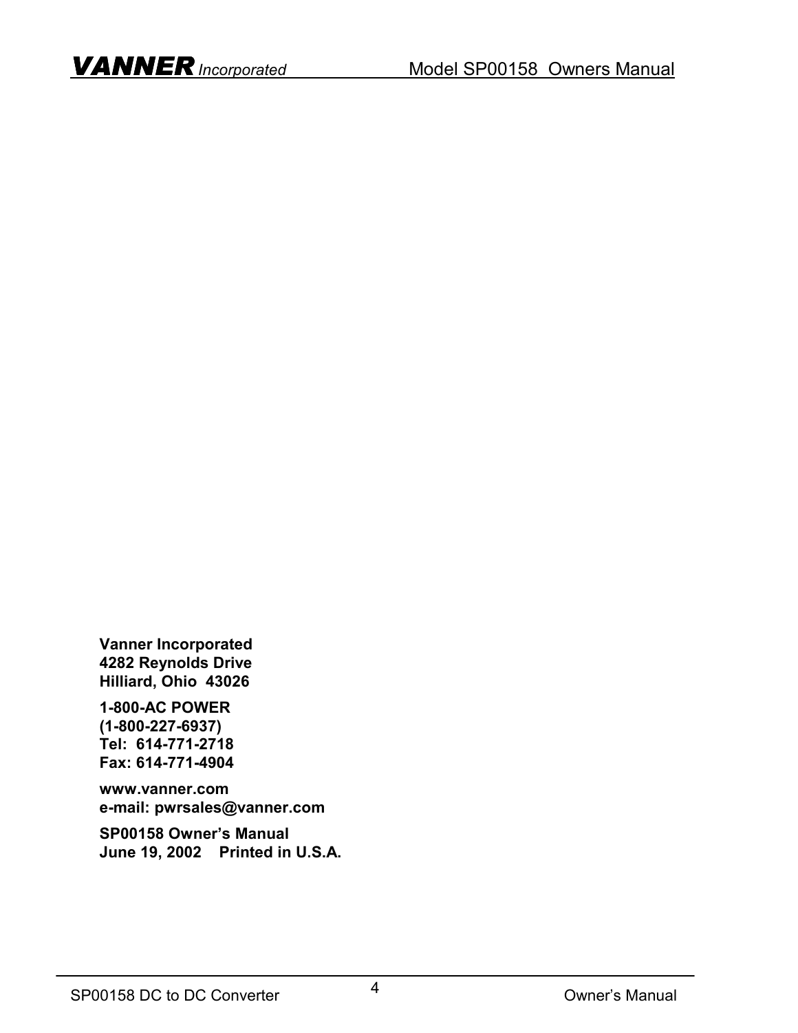**Vanner Incorporated**
**4282 Reynolds Drive**
**Hilliard, Ohio 43026**

**1-800-AC POWER**
**(1-800-227-6937)**
**Tel: 614-771-2718**
**Fax: 614-771-4904**

**www.vanner.com**
**e-mail: pwrsales@vanner.com**

**SP00158 Owner's Manual**
**June 19, 2002 Printed in U.S.A.**